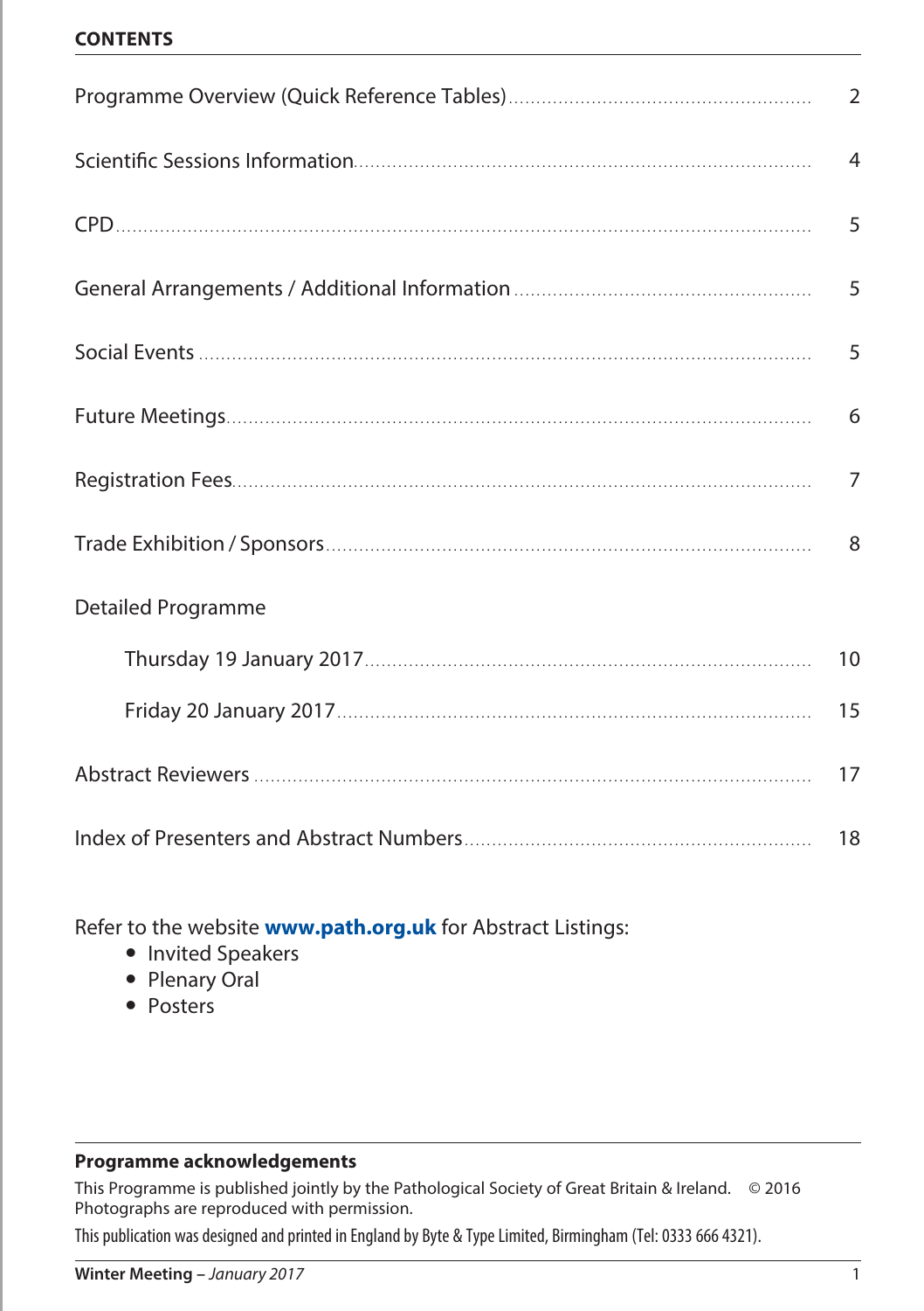## CONTENTS

| | |
|---|---|
| Programme Overview (Quick Reference Tables) | 2 |
| Scientific Sessions Information | 4 |
| CPD | 5 |
| General Arrangements / Additional Information | 5 |
| Social Events | 5 |
| Future Meetings | 6 |
| Registration Fees | 7 |
| Trade Exhibition / Sponsors | 8 |
| Detailed Programme | |
| Thursday 19 January 2017 | 10 |
| Friday 20 January 2017 | 15 |
| Abstract Reviewers | 17 |
| Index of Presenters and Abstract Numbers | 18 |

Refer to the website **www.path.org.uk** for Abstract Listings:

- Invited Speakers
- Plenary Oral
- Posters

**Programme acknowledgements**

This Programme is published jointly by the Pathological Society of Great Britain & Ireland. © 2016
Photographs are reproduced with permission.

This publication was designed and printed in England by Byte & Type Limited, Birmingham (Tel: 0333 666 4321).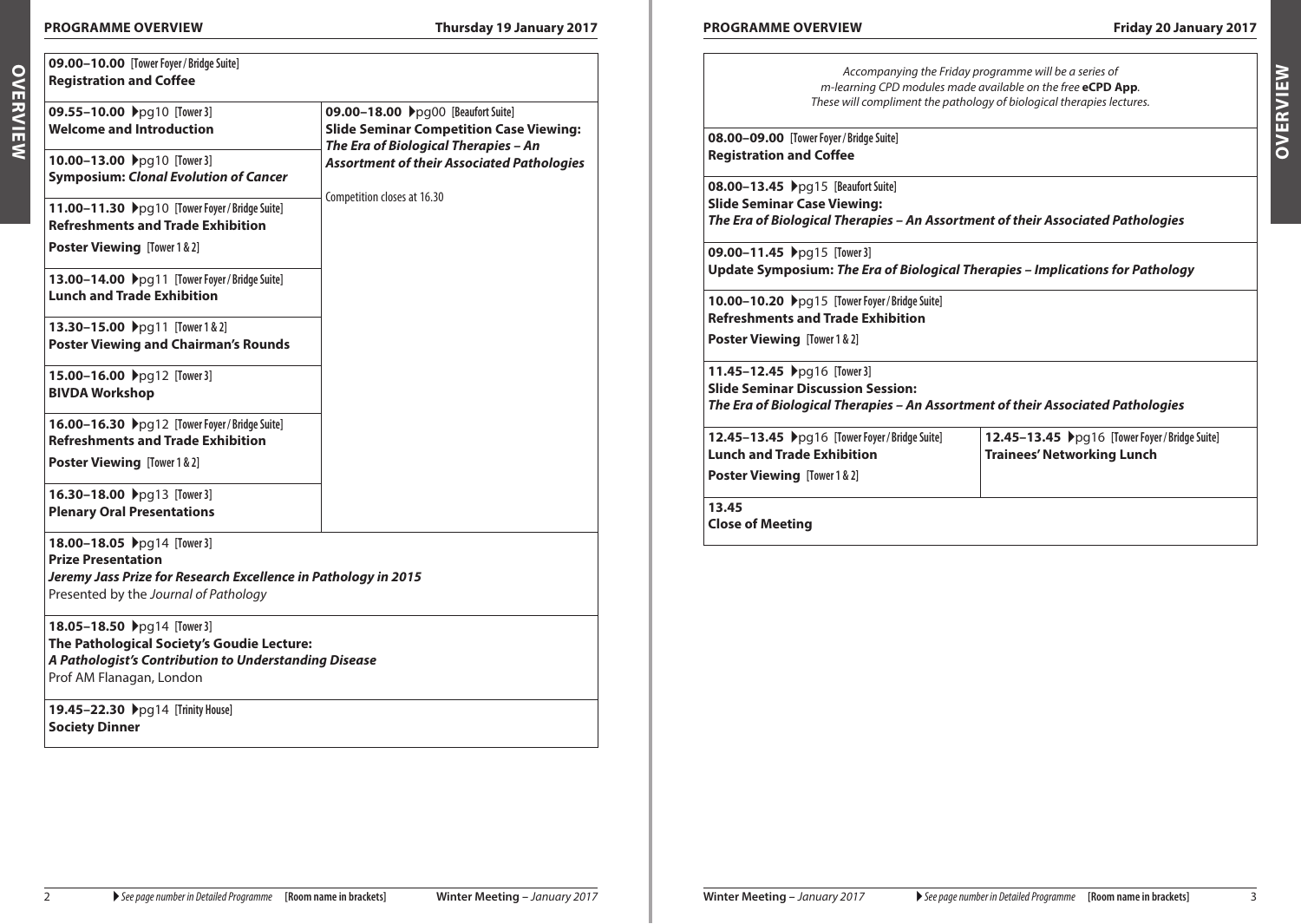## PROGRAMME OVERVIEW

### Thursday 19 January 2017

**09.00–10.00** [Tower Foyer / Bridge Suite]
**Registration and Coffee**

**09.55–10.00** ▶pg10 [Tower 3]
**Welcome and Introduction**

**10.00–13.00** ▶pg10 [Tower 3]
**Symposium: *Clonal Evolution of Cancer***

**11.00–11.30** ▶pg10 [Tower Foyer / Bridge Suite]
**Refreshments and Trade Exhibition**

**Poster Viewing** [Tower 1 & 2]

**13.00–14.00** ▶pg11 [Tower Foyer / Bridge Suite]
**Lunch and Trade Exhibition**

**13.30–15.00** ▶pg11 [Tower 1 & 2]
**Poster Viewing and Chairman's Rounds**

**15.00–16.00** ▶pg12 [Tower 3]
**BIVDA Workshop**

**16.00–16.30** ▶pg12 [Tower Foyer / Bridge Suite]
**Refreshments and Trade Exhibition**

**Poster Viewing** [Tower 1 & 2]

**16.30–18.00** ▶pg13 [Tower 3]
**Plenary Oral Presentations**

**09.00–18.00** ▶pg00 [Beaufort Suite]
**Slide Seminar Competition Case Viewing: *The Era of Biological Therapies – An Assortment of their Associated Pathologies***

Competition closes at 16.30

**18.00–18.05** ▶pg14 [Tower 3]
**Prize Presentation**
***Jeremy Jass Prize for Research Excellence in Pathology in 2015***
Presented by the *Journal of Pathology*

**18.05–18.50** ▶pg14 [Tower 3]
**The Pathological Society's Goudie Lecture:**
***A Pathologist's Contribution to Understanding Disease***
Prof AM Flanagan, London

**19.45–22.30** ▶pg14 [Trinity House]
**Society Dinner**

## PROGRAMME OVERVIEW

### Friday 20 January 2017

*Accompanying the Friday programme will be a series of m-learning CPD modules made available on the free* ***eCPD App****. These will compliment the pathology of biological therapies lectures.*

**08.00–09.00** [Tower Foyer / Bridge Suite]
**Registration and Coffee**

**08.00–13.45** ▶pg15 [Beaufort Suite]
**Slide Seminar Case Viewing:**
***The Era of Biological Therapies – An Assortment of their Associated Pathologies***

**09.00–11.45** ▶pg15 [Tower 3]
**Update Symposium: *The Era of Biological Therapies – Implications for Pathology***

**10.00–10.20** ▶pg15 [Tower Foyer / Bridge Suite]
**Refreshments and Trade Exhibition**

**Poster Viewing** [Tower 1 & 2]

**11.45–12.45** ▶pg16 [Tower 3]
**Slide Seminar Discussion Session:**
***The Era of Biological Therapies – An Assortment of their Associated Pathologies***

**12.45–13.45** ▶pg16 [Tower Foyer / Bridge Suite]
**Lunch and Trade Exhibition**

**Poster Viewing** [Tower 1 & 2]

**12.45–13.45** ▶pg16 [Tower Foyer / Bridge Suite]
**Trainees' Networking Lunch**

**13.45**
**Close of Meeting**

▶ *See page number in Detailed Programme* **[Room name in brackets]**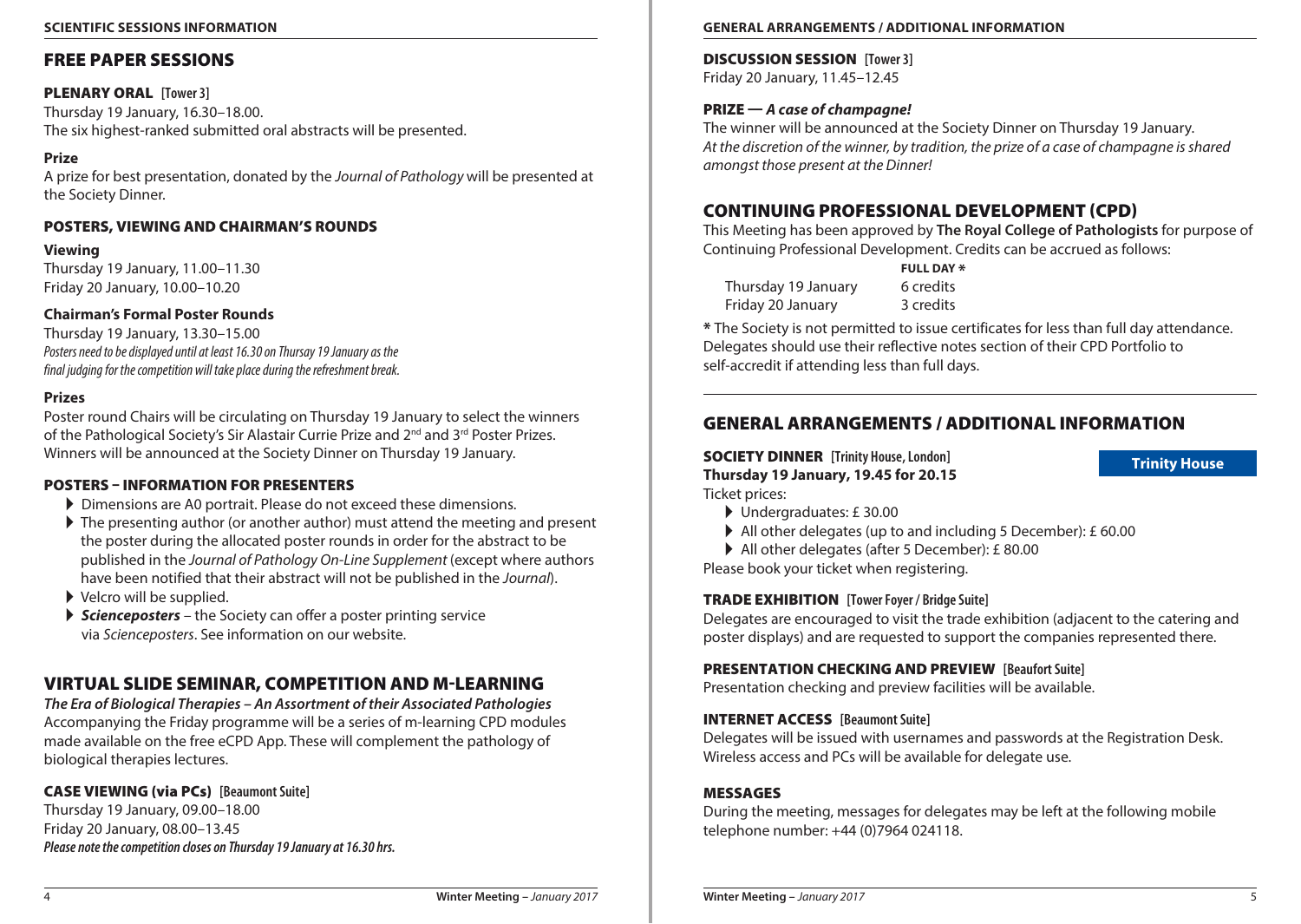## FREE PAPER SESSIONS

### PLENARY ORAL [Tower 3]

Thursday 19 January, 16.30–18.00.
The six highest-ranked submitted oral abstracts will be presented.

**Prize**

A prize for best presentation, donated by the *Journal of Pathology* will be presented at the Society Dinner.

### POSTERS, VIEWING AND CHAIRMAN'S ROUNDS

**Viewing**

Thursday 19 January, 11.00–11.30
Friday 20 January, 10.00–10.20

**Chairman's Formal Poster Rounds**

Thursday 19 January, 13.30–15.00
*Posters need to be displayed until at least 16.30 on Thursay 19 January as the final judging for the competition will take place during the refreshment break.*

**Prizes**

Poster round Chairs will be circulating on Thursday 19 January to select the winners of the Pathological Society's Sir Alastair Currie Prize and 2nd and 3rd Poster Prizes. Winners will be announced at the Society Dinner on Thursday 19 January.

### POSTERS – INFORMATION FOR PRESENTERS

- Dimensions are A0 portrait. Please do not exceed these dimensions.
- The presenting author (or another author) must attend the meeting and present the poster during the allocated poster rounds in order for the abstract to be published in the *Journal of Pathology On-Line Supplement* (except where authors have been notified that their abstract will not be published in the *Journal*).
- Velcro will be supplied.
- ***Scienceposters*** – the Society can offer a poster printing service via *Scienceposters*. See information on our website.

## VIRTUAL SLIDE SEMINAR, COMPETITION AND M-LEARNING

***The Era of Biological Therapies – An Assortment of their Associated Pathologies***
Accompanying the Friday programme will be a series of m-learning CPD modules made available on the free eCPD App. These will complement the pathology of biological therapies lectures.

### CASE VIEWING (via PCs) [Beaumont Suite]

Thursday 19 January, 09.00–18.00
Friday 20 January, 08.00–13.45
***Please note the competition closes on Thursday 19 January at 16.30 hrs.***

### DISCUSSION SESSION [Tower 3]

Friday 20 January, 11.45–12.45

### PRIZE — *A case of champagne!*

The winner will be announced at the Society Dinner on Thursday 19 January.
*At the discretion of the winner, by tradition, the prize of a case of champagne is shared amongst those present at the Dinner!*

## CONTINUING PROFESSIONAL DEVELOPMENT (CPD)

This Meeting has been approved by **The Royal College of Pathologists** for purpose of Continuing Professional Development. Credits can be accrued as follows:

| | FULL DAY * |
|---|---|
| Thursday 19 January | 6 credits |
| Friday 20 January | 3 credits |

**\*** The Society is not permitted to issue certificates for less than full day attendance. Delegates should use their reflective notes section of their CPD Portfolio to self-accredit if attending less than full days.

## GENERAL ARRANGEMENTS / ADDITIONAL INFORMATION

### SOCIETY DINNER [Trinity House, London]

**Trinity House**

**Thursday 19 January, 19.45 for 20.15**
Ticket prices:

- Undergraduates: £ 30.00
- All other delegates (up to and including 5 December): £ 60.00
- All other delegates (after 5 December): £ 80.00

Please book your ticket when registering.

### TRADE EXHIBITION [Tower Foyer / Bridge Suite]

Delegates are encouraged to visit the trade exhibition (adjacent to the catering and poster displays) and are requested to support the companies represented there.

### PRESENTATION CHECKING AND PREVIEW [Beaufort Suite]

Presentation checking and preview facilities will be available.

### INTERNET ACCESS [Beaumont Suite]

Delegates will be issued with usernames and passwords at the Registration Desk. Wireless access and PCs will be available for delegate use.

### MESSAGES

During the meeting, messages for delegates may be left at the following mobile telephone number: +44 (0)7964 024118.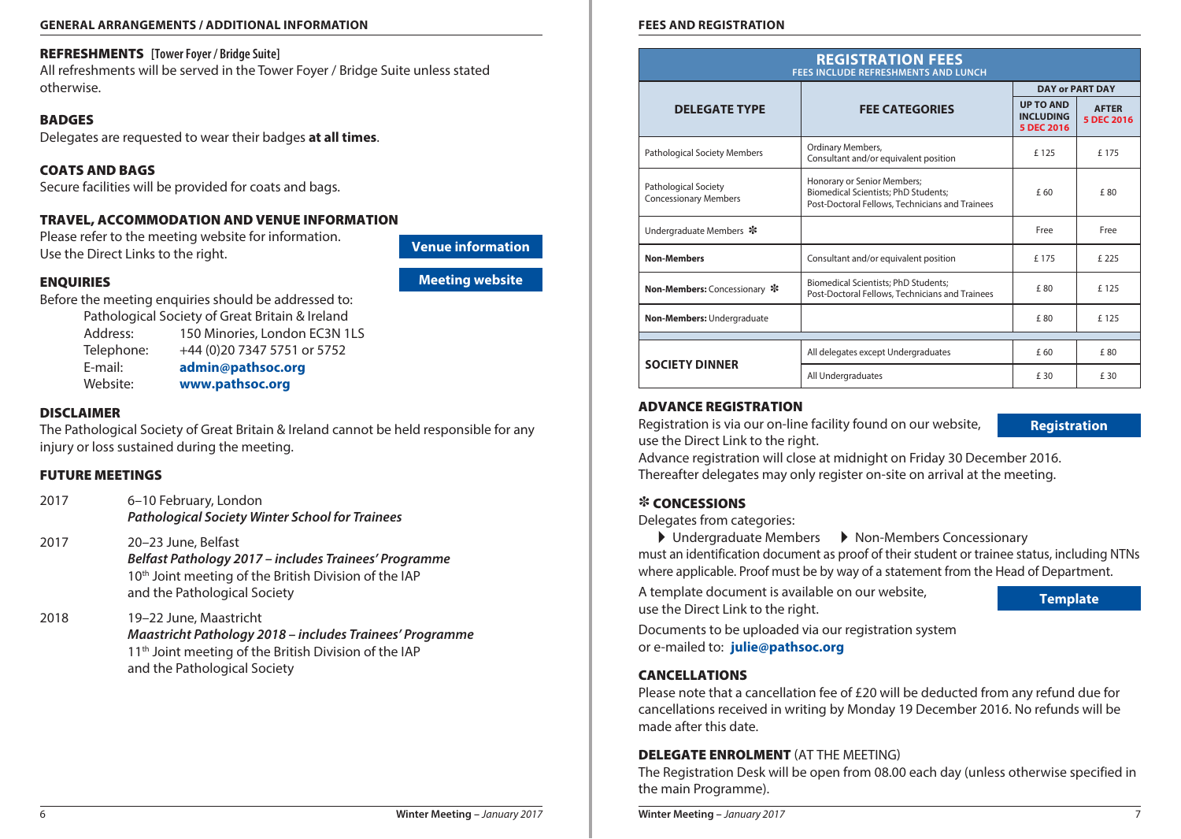## GENERAL ARRANGEMENTS / ADDITIONAL INFORMATION

### REFRESHMENTS [Tower Foyer / Bridge Suite]

All refreshments will be served in the Tower Foyer / Bridge Suite unless stated otherwise.

### BADGES

Delegates are requested to wear their badges **at all times**.

### COATS AND BAGS

Secure facilities will be provided for coats and bags.

### TRAVEL, ACCOMMODATION AND VENUE INFORMATION

Please refer to the meeting website for information.
Use the Direct Links to the right.

**Venue information**

**Meeting website**

### ENQUIRIES

Before the meeting enquiries should be addressed to:

Pathological Society of Great Britain & Ireland
Address: 150 Minories, London EC3N 1LS
Telephone: +44 (0)20 7347 5751 or 5752
E-mail: **admin@pathsoc.org**
Website: **www.pathsoc.org**

### DISCLAIMER

The Pathological Society of Great Britain & Ireland cannot be held responsible for any injury or loss sustained during the meeting.

### FUTURE MEETINGS

2017 — 6–10 February, London
*Pathological Society Winter School for Trainees*

2017 — 20–23 June, Belfast
*Belfast Pathology 2017 – includes Trainees' Programme*
10th Joint meeting of the British Division of the IAP and the Pathological Society

2018 — 19–22 June, Maastricht
*Maastricht Pathology 2018 – includes Trainees' Programme*
11th Joint meeting of the British Division of the IAP and the Pathological Society

## FEES AND REGISTRATION

**REGISTRATION FEES**
FEES INCLUDE REFRESHMENTS AND LUNCH

| DELEGATE TYPE | FEE CATEGORIES | DAY or PART DAY: UP TO AND INCLUDING 5 DEC 2016 | DAY or PART DAY: AFTER 5 DEC 2016 |
|---|---|---|---|
| Pathological Society Members | Ordinary Members, Consultant and/or equivalent position | £ 125 | £ 175 |
| Pathological Society Concessionary Members | Honorary or Senior Members; Biomedical Scientists; PhD Students; Post-Doctoral Fellows, Technicians and Trainees | £ 60 | £ 80 |
| Undergraduate Members ❇ | | Free | Free |
| **Non-Members** | Consultant and/or equivalent position | £ 175 | £ 225 |
| **Non-Members:** Concessionary ❇ | Biomedical Scientists; PhD Students; Post-Doctoral Fellows, Technicians and Trainees | £ 80 | £ 125 |
| **Non-Members:** Undergraduate | | £ 80 | £ 125 |
| **SOCIETY DINNER** | All delegates except Undergraduates | £ 60 | £ 80 |
| | All Undergraduates | £ 30 | £ 30 |

### ADVANCE REGISTRATION

Registration is via our on-line facility found on our website, use the Direct Link to the right.

**Registration**

Advance registration will close at midnight on Friday 30 December 2016.
Thereafter delegates may only register on-site on arrival at the meeting.

### ❇ CONCESSIONS

Delegates from categories:

- Undergraduate Members
- Non-Members Concessionary

must an identification document as proof of their student or trainee status, including NTNs where applicable. Proof must be by way of a statement from the Head of Department.

A template document is available on our website, use the Direct Link to the right.

**Template**

Documents to be uploaded via our registration system or e-mailed to: **julie@pathsoc.org**

### CANCELLATIONS

Please note that a cancellation fee of £20 will be deducted from any refund due for cancellations received in writing by Monday 19 December 2016. No refunds will be made after this date.

### DELEGATE ENROLMENT (AT THE MEETING)

The Registration Desk will be open from 08.00 each day (unless otherwise specified in the main Programme).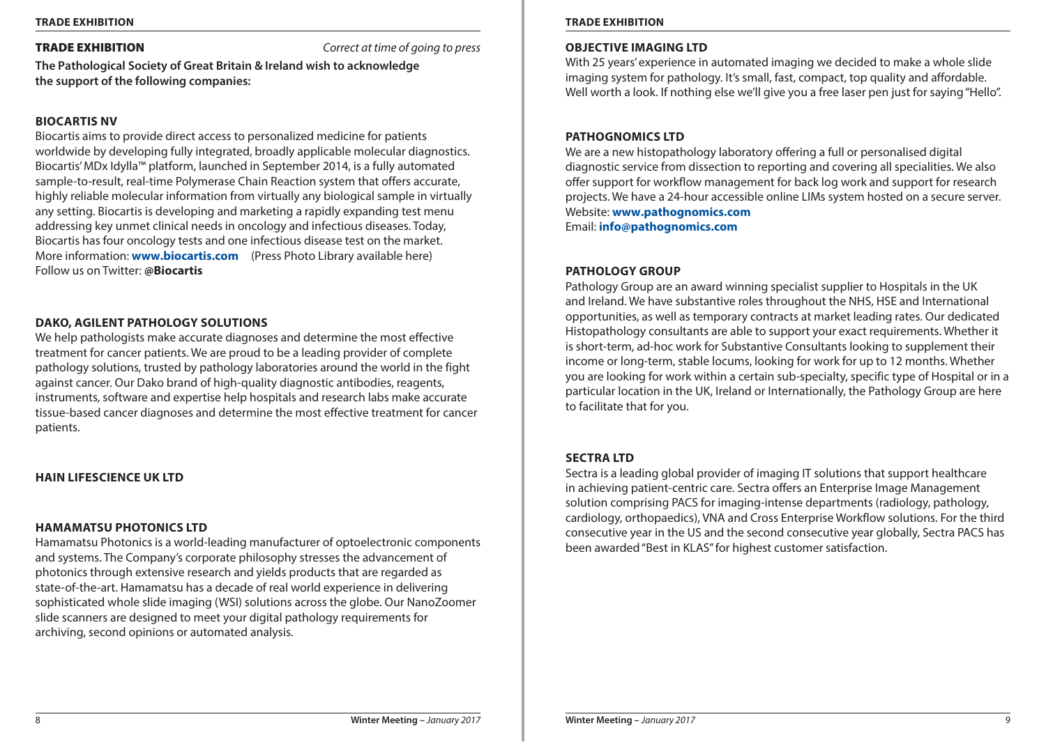## TRADE EXHIBITION

*Correct at time of going to press*

**The Pathological Society of Great Britain & Ireland wish to acknowledge the support of the following companies:**

### BIOCARTIS NV

Biocartis aims to provide direct access to personalized medicine for patients worldwide by developing fully integrated, broadly applicable molecular diagnostics. Biocartis' MDx Idylla™ platform, launched in September 2014, is a fully automated sample-to-result, real-time Polymerase Chain Reaction system that offers accurate, highly reliable molecular information from virtually any biological sample in virtually any setting. Biocartis is developing and marketing a rapidly expanding test menu addressing key unmet clinical needs in oncology and infectious diseases. Today, Biocartis has four oncology tests and one infectious disease test on the market.
More information: **www.biocartis.com** (Press Photo Library available here)
Follow us on Twitter: @**Biocartis**

### DAKO, AGILENT PATHOLOGY SOLUTIONS

We help pathologists make accurate diagnoses and determine the most effective treatment for cancer patients. We are proud to be a leading provider of complete pathology solutions, trusted by pathology laboratories around the world in the fight against cancer. Our Dako brand of high-quality diagnostic antibodies, reagents, instruments, software and expertise help hospitals and research labs make accurate tissue-based cancer diagnoses and determine the most effective treatment for cancer patients.

### HAIN LIFESCIENCE UK LTD

### HAMAMATSU PHOTONICS LTD

Hamamatsu Photonics is a world-leading manufacturer of optoelectronic components and systems. The Company's corporate philosophy stresses the advancement of photonics through extensive research and yields products that are regarded as state-of-the-art. Hamamatsu has a decade of real world experience in delivering sophisticated whole slide imaging (WSI) solutions across the globe. Our NanoZoomer slide scanners are designed to meet your digital pathology requirements for archiving, second opinions or automated analysis.

### OBJECTIVE IMAGING LTD

With 25 years' experience in automated imaging we decided to make a whole slide imaging system for pathology. It's small, fast, compact, top quality and affordable. Well worth a look. If nothing else we'll give you a free laser pen just for saying "Hello".

### PATHOGNOMICS LTD

We are a new histopathology laboratory offering a full or personalised digital diagnostic service from dissection to reporting and covering all specialities. We also offer support for workflow management for back log work and support for research projects. We have a 24-hour accessible online LIMs system hosted on a secure server.
Website: **www.pathognomics.com**
Email: **info@pathognomics.com**

### PATHOLOGY GROUP

Pathology Group are an award winning specialist supplier to Hospitals in the UK and Ireland. We have substantive roles throughout the NHS, HSE and International opportunities, as well as temporary contracts at market leading rates. Our dedicated Histopathology consultants are able to support your exact requirements. Whether it is short-term, ad-hoc work for Substantive Consultants looking to supplement their income or long-term, stable locums, looking for work for up to 12 months. Whether you are looking for work within a certain sub-specialty, specific type of Hospital or in a particular location in the UK, Ireland or Internationally, the Pathology Group are here to facilitate that for you.

### SECTRA LTD

Sectra is a leading global provider of imaging IT solutions that support healthcare in achieving patient-centric care. Sectra offers an Enterprise Image Management solution comprising PACS for imaging-intense departments (radiology, pathology, cardiology, orthopaedics), VNA and Cross Enterprise Workflow solutions. For the third consecutive year in the US and the second consecutive year globally, Sectra PACS has been awarded "Best in KLAS" for highest customer satisfaction.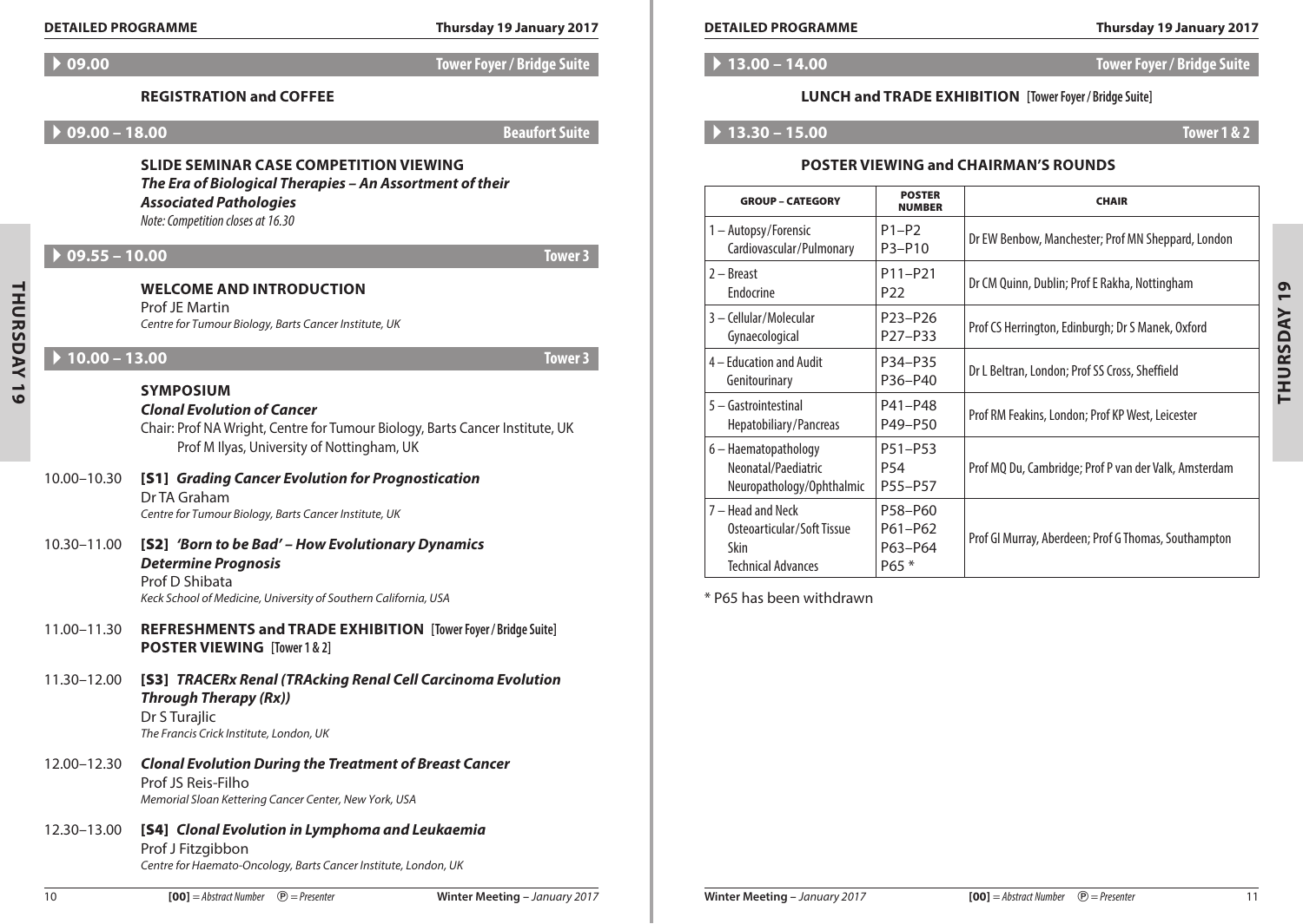## ▸ 09.00 — Tower Foyer / Bridge Suite

**REGISTRATION and COFFEE**

## ▸ 09.00 – 18.00 — Beaufort Suite

**SLIDE SEMINAR CASE COMPETITION VIEWING**
***The Era of Biological Therapies – An Assortment of their Associated Pathologies***
*Note: Competition closes at 16.30*

## ▸ 09.55 – 10.00 — Tower 3

**WELCOME AND INTRODUCTION**
Prof JE Martin
*Centre for Tumour Biology, Barts Cancer Institute, UK*

## ▸ 10.00 – 13.00 — Tower 3

**SYMPOSIUM**
***Clonal Evolution of Cancer***
Chair: Prof NA Wright, Centre for Tumour Biology, Barts Cancer Institute, UK
Prof M Ilyas, University of Nottingham, UK

10.00–10.30 **[S1]** ***Grading Cancer Evolution for Prognostication***
Dr TA Graham
*Centre for Tumour Biology, Barts Cancer Institute, UK*

10.30–11.00 **[S2]** ***'Born to be Bad' – How Evolutionary Dynamics Determine Prognosis***
Prof D Shibata
*Keck School of Medicine, University of Southern California, USA*

11.00–11.30 **REFRESHMENTS and TRADE EXHIBITION** [Tower Foyer / Bridge Suite]
**POSTER VIEWING** [Tower 1 & 2]

11.30–12.00 **[S3]** ***TRACERx Renal (TRAcking Renal Cell Carcinoma Evolution Through Therapy (Rx))***
Dr S Turajlic
*The Francis Crick Institute, London, UK*

12.00–12.30 ***Clonal Evolution During the Treatment of Breast Cancer***
Prof JS Reis-Filho
*Memorial Sloan Kettering Cancer Center, New York, USA*

12.30–13.00 **[S4]** ***Clonal Evolution in Lymphoma and Leukaemia***
Prof J Fitzgibbon
*Centre for Haemato-Oncology, Barts Cancer Institute, London, UK*

## ▸ 13.00 – 14.00 — Tower Foyer / Bridge Suite

**LUNCH and TRADE EXHIBITION** [Tower Foyer / Bridge Suite]

## ▸ 13.30 – 15.00 — Tower 1 & 2

**POSTER VIEWING and CHAIRMAN'S ROUNDS**

| GROUP – CATEGORY | POSTER NUMBER | CHAIR |
|---|---|---|
| 1 – Autopsy/Forensic<br>Cardiovascular/Pulmonary | P1–P2<br>P3–P10 | Dr EW Benbow, Manchester; Prof MN Sheppard, London |
| 2 – Breast<br>Endocrine | P11–P21<br>P22 | Dr CM Quinn, Dublin; Prof E Rakha, Nottingham |
| 3 – Cellular/Molecular<br>Gynaecological | P23–P26<br>P27–P33 | Prof CS Herrington, Edinburgh; Dr S Manek, Oxford |
| 4 – Education and Audit<br>Genitourinary | P34–P35<br>P36–P40 | Dr L Beltran, London; Prof SS Cross, Sheffield |
| 5 – Gastrointestinal<br>Hepatobiliary/Pancreas | P41–P48<br>P49–P50 | Prof RM Feakins, London; Prof KP West, Leicester |
| 6 – Haematopathology<br>Neonatal/Paediatric<br>Neuropathology/Ophthalmic | P51–P53<br>P54<br>P55–P57 | Prof MQ Du, Cambridge; Prof P van der Valk, Amsterdam |
| 7 – Head and Neck<br>Osteoarticular/Soft Tissue<br>Skin<br>Technical Advances | P58–P60<br>P61–P62<br>P63–P64<br>P65 * | Prof GI Murray, Aberdeen; Prof G Thomas, Southampton |

\* P65 has been withdrawn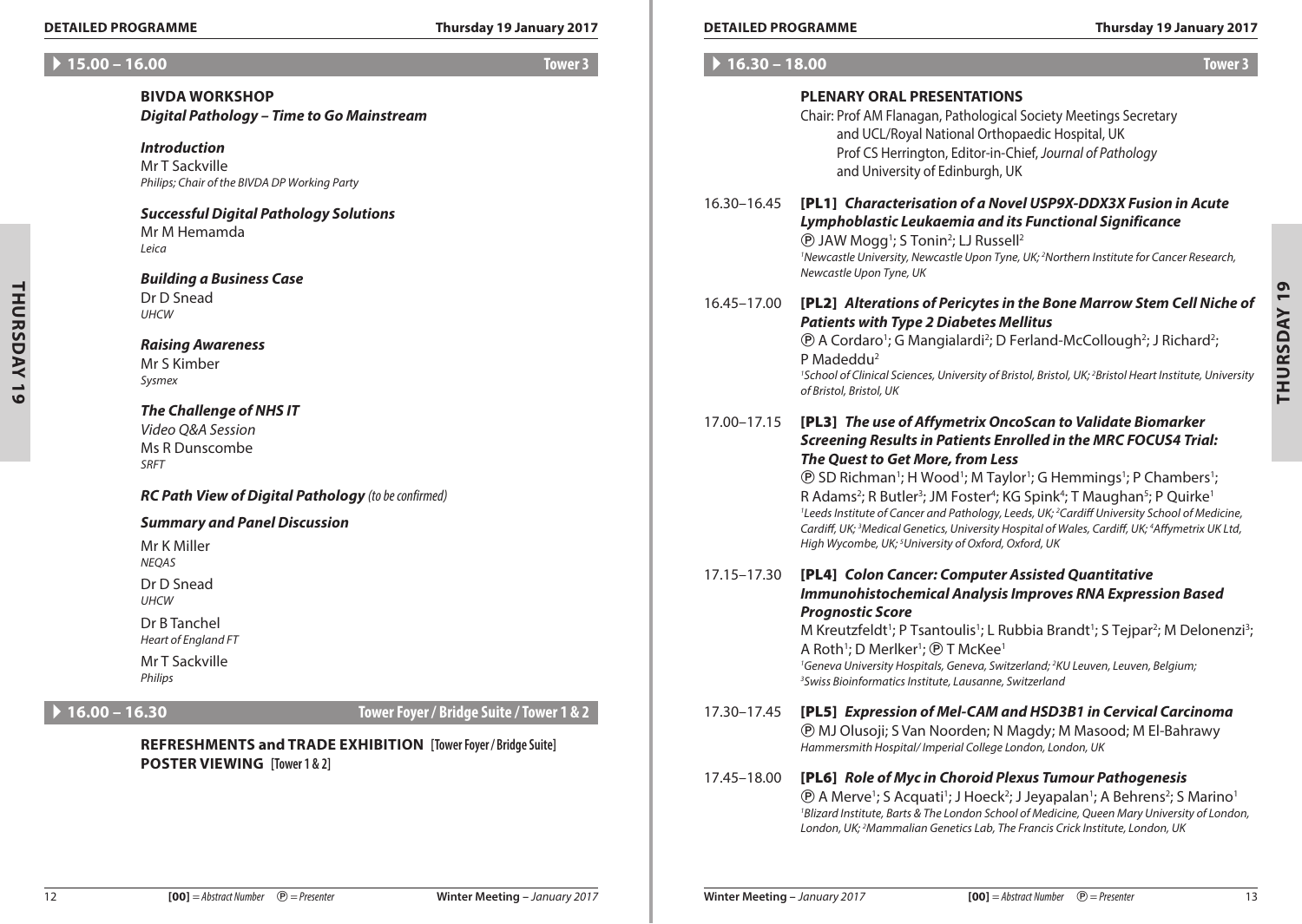## 15.00 – 16.00 Tower 3

### BIVDA WORKSHOP
### *Digital Pathology – Time to Go Mainstream*

***Introduction***
Mr T Sackville
*Philips; Chair of the BIVDA DP Working Party*

***Successful Digital Pathology Solutions***
Mr M Hemamda
*Leica*

***Building a Business Case***
Dr D Snead
*UHCW*

***Raising Awareness***
Mr S Kimber
*Sysmex*

***The Challenge of NHS IT***
*Video Q&A Session*
Ms R Dunscombe
*SRFT*

***RC Path View of Digital Pathology*** *(to be confirmed)*

***Summary and Panel Discussion***

Mr K Miller
*NEQAS*

Dr D Snead
*UHCW*

Dr B Tanchel
*Heart of England FT*

Mr T Sackville
*Philips*

## 16.00 – 16.30 Tower Foyer / Bridge Suite / Tower 1 & 2

**REFRESHMENTS and TRADE EXHIBITION** [Tower Foyer / Bridge Suite]
**POSTER VIEWING** [Tower 1 & 2]

## 16.30 – 18.00 Tower 3

### PLENARY ORAL PRESENTATIONS

Chair: Prof AM Flanagan, Pathological Society Meetings Secretary and UCL/Royal National Orthopaedic Hospital, UK
Prof CS Herrington, Editor-in-Chief, *Journal of Pathology* and University of Edinburgh, UK

16.30–16.45 **[PL1]** ***Characterisation of a Novel USP9X-DDX3X Fusion in Acute Lymphoblastic Leukaemia and its Functional Significance***
Ⓟ JAW Mogg[1]; S Tonin[2]; LJ Russell[2]
*[1]Newcastle University, Newcastle Upon Tyne, UK; [2]Northern Institute for Cancer Research, Newcastle Upon Tyne, UK*

16.45–17.00 **[PL2]** ***Alterations of Pericytes in the Bone Marrow Stem Cell Niche of Patients with Type 2 Diabetes Mellitus***
Ⓟ A Cordaro[1]; G Mangialardi[2]; D Ferland-McCollough[2]; J Richard[2]; P Madeddu[2]
*[1]School of Clinical Sciences, University of Bristol, Bristol, UK; [2]Bristol Heart Institute, University of Bristol, Bristol, UK*

17.00–17.15 **[PL3]** ***The use of Affymetrix OncoScan to Validate Biomarker Screening Results in Patients Enrolled in the MRC FOCUS4 Trial: The Quest to Get More, from Less***
Ⓟ SD Richman[1]; H Wood[1]; M Taylor[1]; G Hemmings[1]; P Chambers[1]; R Adams[2]; R Butler[3]; JM Foster[4]; KG Spink[4]; T Maughan[5]; P Quirke[1]
*[1]Leeds Institute of Cancer and Pathology, Leeds, UK; [2]Cardiff University School of Medicine, Cardiff, UK; [3]Medical Genetics, University Hospital of Wales, Cardiff, UK; [4]Affymetrix UK Ltd, High Wycombe, UK; [5]University of Oxford, Oxford, UK*

17.15–17.30 **[PL4]** ***Colon Cancer: Computer Assisted Quantitative Immunohistochemical Analysis Improves RNA Expression Based Prognostic Score***
M Kreutzfeldt[1]; P Tsantoulis[1]; L Rubbia Brandt[1]; S Tejpar[2]; M Delonenzi[3]; A Roth[1]; D Merlker[1]; Ⓟ T McKee[1]
*[1]Geneva University Hospitals, Geneva, Switzerland; [2]KU Leuven, Leuven, Belgium; [3]Swiss Bioinformatics Institute, Lausanne, Switzerland*

17.30–17.45 **[PL5]** ***Expression of Mel-CAM and HSD3B1 in Cervical Carcinoma***
Ⓟ MJ Olusoji; S Van Noorden; N Magdy; M Masood; M El-Bahrawy
*Hammersmith Hospital/ Imperial College London, London, UK*

17.45–18.00 **[PL6]** ***Role of Myc in Choroid Plexus Tumour Pathogenesis***
Ⓟ A Merve[1]; S Acquati[1]; J Hoeck[2]; J Jeyapalan[1]; A Behrens[2]; S Marino[1]
*[1]Blizard Institute, Barts & The London School of Medicine, Queen Mary University of London, London, UK; [2]Mammalian Genetics Lab, The Francis Crick Institute, London, UK*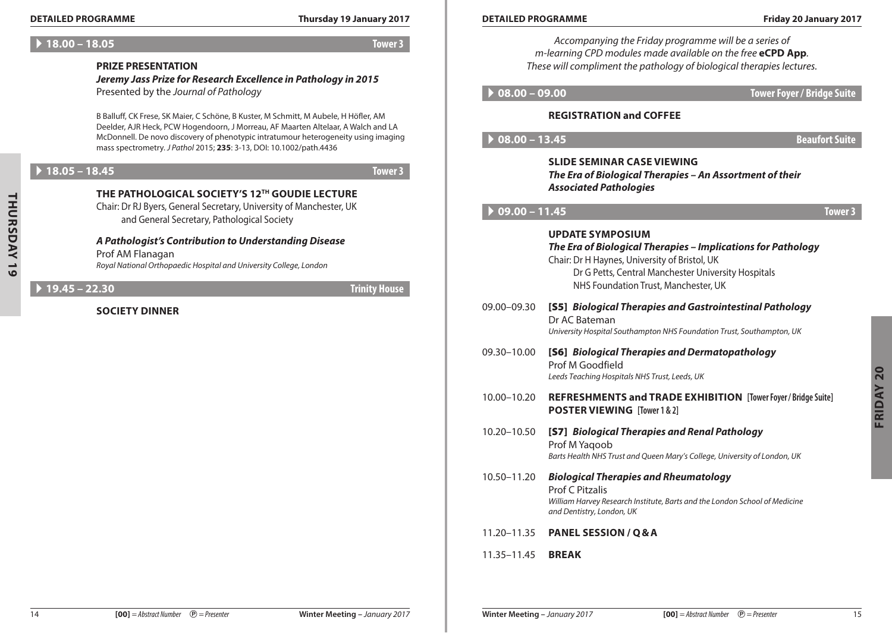**18.00 – 18.05** — Tower 3

**PRIZE PRESENTATION**

***Jeremy Jass Prize for Research Excellence in Pathology in 2015***

Presented by the *Journal of Pathology*

B Balluff, CK Frese, SK Maier, C Schöne, B Kuster, M Schmitt, M Aubele, H Höfler, AM Deelder, AJR Heck, PCW Hogendoorn, J Morreau, AF Maarten Altelaar, A Walch and LA McDonnell. De novo discovery of phenotypic intratumour heterogeneity using imaging mass spectrometry. *J Pathol* 2015; **235**: 3-13, DOI: 10.1002/path.4436

**18.05 – 18.45** — Tower 3

**THE PATHOLOGICAL SOCIETY'S 12TH GOUDIE LECTURE**

Chair: Dr RJ Byers, General Secretary, University of Manchester, UK and General Secretary, Pathological Society

***A Pathologist's Contribution to Understanding Disease***

Prof AM Flanagan

*Royal National Orthopaedic Hospital and University College, London*

**19.45 – 22.30** — Trinity House

**SOCIETY DINNER**

*Accompanying the Friday programme will be a series of m-learning CPD modules made available on the free* ***eCPD App****. These will compliment the pathology of biological therapies lectures.*

**08.00 – 09.00** — Tower Foyer / Bridge Suite

**REGISTRATION and COFFEE**

**08.00 – 13.45** — Beaufort Suite

**SLIDE SEMINAR CASE VIEWING**

***The Era of Biological Therapies – An Assortment of their Associated Pathologies***

**09.00 – 11.45** — Tower 3

**UPDATE SYMPOSIUM**

***The Era of Biological Therapies – Implications for Pathology***

Chair: Dr H Haynes, University of Bristol, UK
Dr G Petts, Central Manchester University Hospitals NHS Foundation Trust, Manchester, UK

09.00–09.30 **[S5]** ***Biological Therapies and Gastrointestinal Pathology***
Dr AC Bateman
*University Hospital Southampton NHS Foundation Trust, Southampton, UK*

09.30–10.00 **[S6]** ***Biological Therapies and Dermatopathology***
Prof M Goodfield
*Leeds Teaching Hospitals NHS Trust, Leeds, UK*

10.00–10.20 **REFRESHMENTS and TRADE EXHIBITION** [Tower Foyer / Bridge Suite]
**POSTER VIEWING** [Tower 1 & 2]

10.20–10.50 **[S7]** ***Biological Therapies and Renal Pathology***
Prof M Yaqoob
*Barts Health NHS Trust and Queen Mary's College, University of London, UK*

10.50–11.20 ***Biological Therapies and Rheumatology***
Prof C Pitzalis
*William Harvey Research Institute, Barts and the London School of Medicine and Dentistry, London, UK*

11.20–11.35 **PANEL SESSION / Q & A**

11.35–11.45 **BREAK**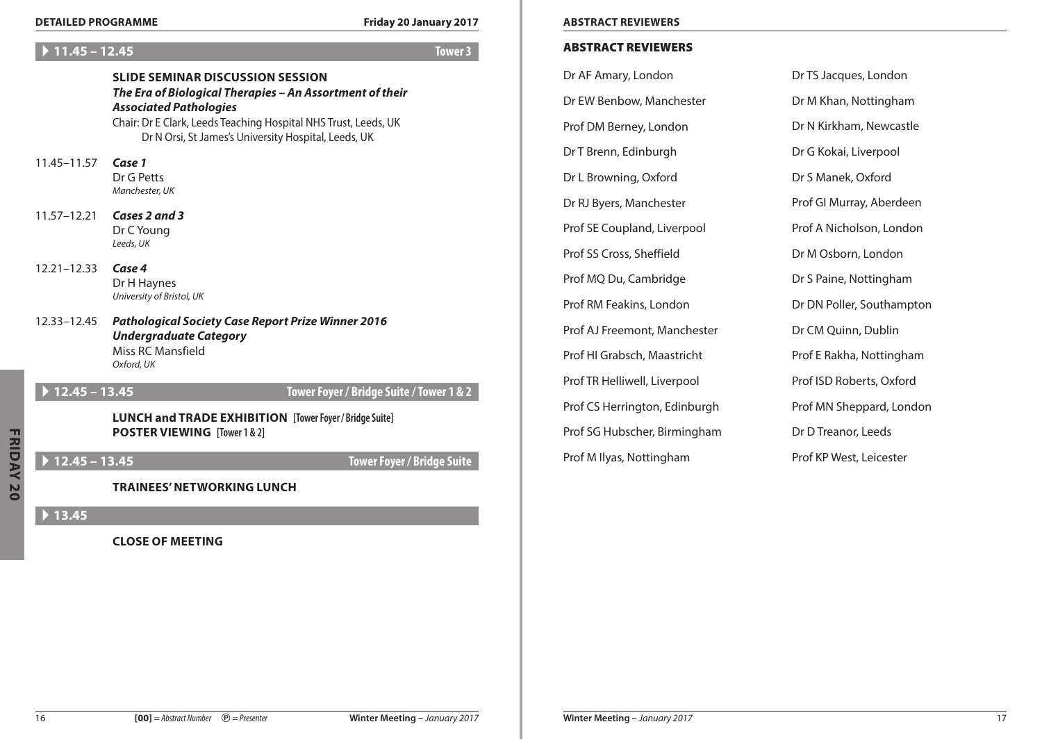## 11.45 – 12.45 — Tower 3

**SLIDE SEMINAR DISCUSSION SESSION**

***The Era of Biological Therapies – An Assortment of their Associated Pathologies***

Chair: Dr E Clark, Leeds Teaching Hospital NHS Trust, Leeds, UK
Dr N Orsi, St James's University Hospital, Leeds, UK

11.45–11.57 ***Case 1***
Dr G Petts
*Manchester, UK*

11.57–12.21 ***Cases 2 and 3***
Dr C Young
*Leeds, UK*

12.21–12.33 ***Case 4***
Dr H Haynes
*University of Bristol, UK*

12.33–12.45 ***Pathological Society Case Report Prize Winner 2016 Undergraduate Category***
Miss RC Mansfield
*Oxford, UK*

## 12.45 – 13.45 — Tower Foyer / Bridge Suite / Tower 1 & 2

**LUNCH and TRADE EXHIBITION** [Tower Foyer / Bridge Suite]
**POSTER VIEWING** [Tower 1 & 2]

## 12.45 – 13.45 — Tower Foyer / Bridge Suite

**TRAINEES' NETWORKING LUNCH**

## 13.45

**CLOSE OF MEETING**

# ABSTRACT REVIEWERS

Dr AF Amary, London
Dr EW Benbow, Manchester
Prof DM Berney, London
Dr T Brenn, Edinburgh
Dr L Browning, Oxford
Dr RJ Byers, Manchester
Prof SE Coupland, Liverpool
Prof SS Cross, Sheffield
Prof MQ Du, Cambridge
Prof RM Feakins, London
Prof AJ Freemont, Manchester
Prof HI Grabsch, Maastricht
Prof TR Helliwell, Liverpool
Prof CS Herrington, Edinburgh
Prof SG Hubscher, Birmingham
Prof M Ilyas, Nottingham
Dr TS Jacques, London
Dr M Khan, Nottingham
Dr N Kirkham, Newcastle
Dr G Kokai, Liverpool
Dr S Manek, Oxford
Prof GI Murray, Aberdeen
Prof A Nicholson, London
Dr M Osborn, London
Dr S Paine, Nottingham
Dr DN Poller, Southampton
Dr CM Quinn, Dublin
Prof E Rakha, Nottingham
Prof ISD Roberts, Oxford
Prof MN Sheppard, London
Dr D Treanor, Leeds
Prof KP West, Leicester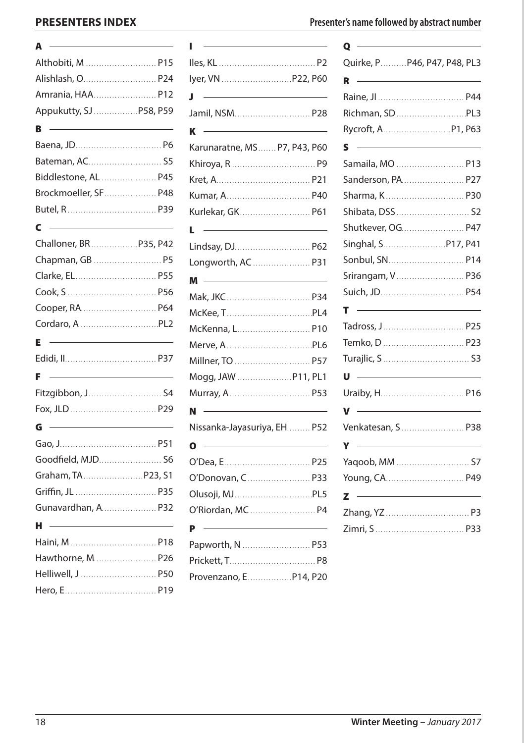# PRESENTERS INDEX

Presenter's name followed by abstract number

## A

Althobiti, M ... P15
Alishlash, O ... P24
Amrania, HAA ... P12
Appukutty, SJ ... P58, P59

## B

Baena, JD ... P6
Bateman, AC ... S5
Biddlestone, AL ... P45
Brockmoeller, SF ... P48
Butel, R ... P39

## C

Challoner, BR ... P35, P42
Chapman, GB ... P5
Clarke, EL ... P55
Cook, S ... P56
Cooper, RA ... P64
Cordaro, A ... PL2

## E

Edidi, II ... P37

## F

Fitzgibbon, J ... S4
Fox, JLD ... P29

## G

Gao, J ... P51
Goodfield, MJD ... S6
Graham, TA ... P23, S1
Griffin, JL ... P35
Gunavardhan, A ... P32

## H

Haini, M ... P18
Hawthorne, M ... P26
Helliwell, J ... P50
Hero, E ... P19

## I

Iles, KL ... P2
Iyer, VN ... P22, P60

## J

Jamil, NSM ... P28

## K

Karunaratne, MS ... P7, P43, P60
Khiroya, R ... P9
Kret, A ... P21
Kumar, A ... P40
Kurlekar, GK ... P61

## L

Lindsay, DJ ... P62
Longworth, AC ... P31

## M

Mak, JKC ... P34
McKee, T ... PL4
McKenna, L ... P10
Merve, A ... PL6
Millner, TO ... P57
Mogg, JAW ... P11, PL1
Murray, A ... P53

## N

Nissanka-Jayasuriya, EH ... P52

## O

O'Dea, E ... P25
O'Donovan, C ... P33
Olusoji, MJ ... PL5
O'Riordan, MC ... P4

## P

Papworth, N ... P53
Prickett, T ... P8
Provenzano, E ... P14, P20

## Q

Quirke, P ... P46, P47, P48, PL3

## R

Raine, JI ... P44
Richman, SD ... PL3
Rycroft, A ... P1, P63

## S

Samaila, MO ... P13
Sanderson, PA ... P27
Sharma, K ... P30
Shibata, DSS ... S2
Shutkever, OG ... P47
Singhal, S ... P17, P41
Sonbul, SN ... P14
Srirangam, V ... P36
Suich, JD ... P54

## T

Tadross, J ... P25
Temko, D ... P23
Turajlic, S ... S3

## U

Uraiby, H ... P16

## V

Venkatesan, S ... P38

## Y

Yaqoob, MM ... S7
Young, CA ... P49

## Z

Zhang, YZ ... P3
Zimri, S ... P33